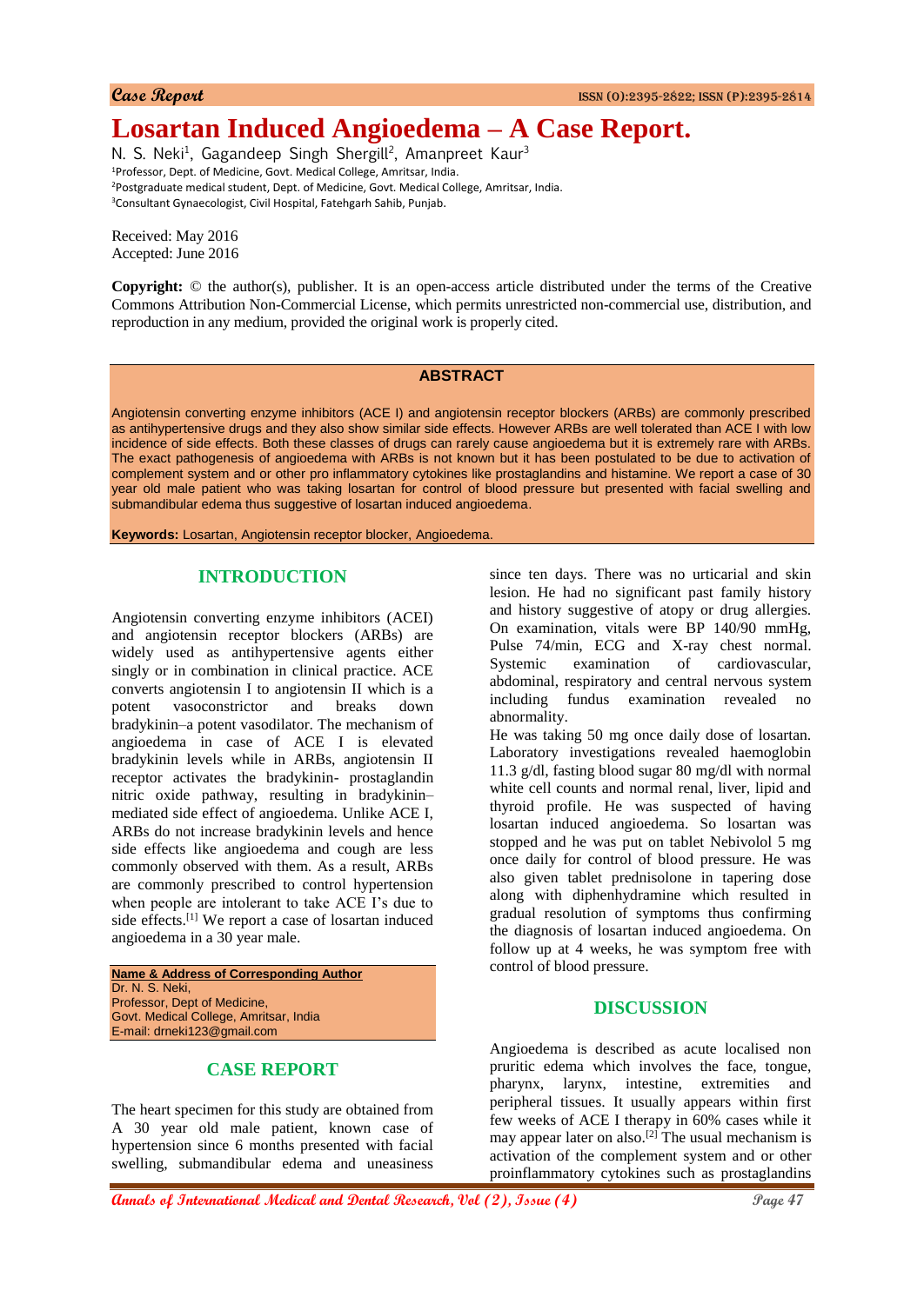Case Report

# Losartan Induced Angioedema – A Case Report.

N. S. Neki[1], Gagandeep Singh Shergill[2], Amanpreet Kaur[3]

[1]Professor, Dept. of Medicine, Govt. Medical College, Amritsar, India.
[2]Postgraduate medical student, Dept. of Medicine, Govt. Medical College, Amritsar, India.
[3]Consultant Gynaecologist, Civil Hospital, Fatehgarh Sahib, Punjab.

Received: May 2016
Accepted: June 2016

**Copyright:** © the author(s), publisher. It is an open-access article distributed under the terms of the Creative Commons Attribution Non-Commercial License, which permits unrestricted non-commercial use, distribution, and reproduction in any medium, provided the original work is properly cited.

## ABSTRACT

Angiotensin converting enzyme inhibitors (ACE I) and angiotensin receptor blockers (ARBs) are commonly prescribed as antihypertensive drugs and they also show similar side effects. However ARBs are well tolerated than ACE I with low incidence of side effects. Both these classes of drugs can rarely cause angioedema but it is extremely rare with ARBs. The exact pathogenesis of angioedema with ARBs is not known but it has been postulated to be due to activation of complement system and or other pro inflammatory cytokines like prostaglandins and histamine. We report a case of 30 year old male patient who was taking losartan for control of blood pressure but presented with facial swelling and submandibular edema thus suggestive of losartan induced angioedema.

**Keywords:** Losartan, Angiotensin receptor blocker, Angioedema.

## INTRODUCTION

Angiotensin converting enzyme inhibitors (ACEI) and angiotensin receptor blockers (ARBs) are widely used as antihypertensive agents either singly or in combination in clinical practice. ACE converts angiotensin I to angiotensin II which is a potent vasoconstrictor and breaks down bradykinin–a potent vasodilator. The mechanism of angioedema in case of ACE I is elevated bradykinin levels while in ARBs, angiotensin II receptor activates the bradykinin- prostaglandin nitric oxide pathway, resulting in bradykinin–mediated side effect of angioedema. Unlike ACE I, ARBs do not increase bradykinin levels and hence side effects like angioedema and cough are less commonly observed with them. As a result, ARBs are commonly prescribed to control hypertension when people are intolerant to take ACE I's due to side effects.[1] We report a case of losartan induced angioedema in a 30 year male.

**Name & Address of Corresponding Author**
Dr. N. S. Neki,
Professor, Dept of Medicine,
Govt. Medical College, Amritsar, India
E-mail: drneki123@gmail.com

## CASE REPORT

The heart specimen for this study are obtained from A 30 year old male patient, known case of hypertension since 6 months presented with facial swelling, submandibular edema and uneasiness since ten days. There was no urticarial and skin lesion. He had no significant past family history and history suggestive of atopy or drug allergies. On examination, vitals were BP 140/90 mmHg, Pulse 74/min, ECG and X-ray chest normal. Systemic examination of cardiovascular, abdominal, respiratory and central nervous system including fundus examination revealed no abnormality.

He was taking 50 mg once daily dose of losartan. Laboratory investigations revealed haemoglobin 11.3 g/dl, fasting blood sugar 80 mg/dl with normal white cell counts and normal renal, liver, lipid and thyroid profile. He was suspected of having losartan induced angioedema. So losartan was stopped and he was put on tablet Nebivolol 5 mg once daily for control of blood pressure. He was also given tablet prednisolone in tapering dose along with diphenhydramine which resulted in gradual resolution of symptoms thus confirming the diagnosis of losartan induced angioedema. On follow up at 4 weeks, he was symptom free with control of blood pressure.

## DISCUSSION

Angioedema is described as acute localised non pruritic edema which involves the face, tongue, pharynx, larynx, intestine, extremities and peripheral tissues. It usually appears within first few weeks of ACE I therapy in 60% cases while it may appear later on also.[2] The usual mechanism is activation of the complement system and or other proinflammatory cytokines such as prostaglandins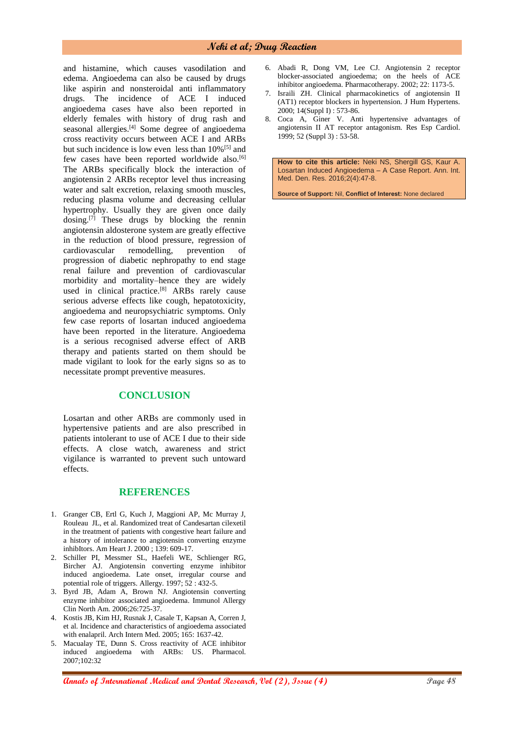and histamine, which causes vasodilation and edema. Angioedema can also be caused by drugs like aspirin and nonsteroidal anti inflammatory drugs. The incidence of ACE I induced angioedema cases have also been reported in elderly females with history of drug rash and seasonal allergies.[4] Some degree of angioedema cross reactivity occurs between ACE I and ARBs but such incidence is low even less than 10%[5] and few cases have been reported worldwide also.[6] The ARBs specifically block the interaction of angiotensin 2 ARBs receptor level thus increasing water and salt excretion, relaxing smooth muscles, reducing plasma volume and decreasing cellular hypertrophy. Usually they are given once daily dosing.[7] These drugs by blocking the rennin angiotensin aldosterone system are greatly effective in the reduction of blood pressure, regression of cardiovascular remodelling, prevention of progression of diabetic nephropathy to end stage renal failure and prevention of cardiovascular morbidity and mortality–hence they are widely used in clinical practice.[8] ARBs rarely cause serious adverse effects like cough, hepatotoxicity, angioedema and neuropsychiatric symptoms. Only few case reports of losartan induced angioedema have been reported in the literature. Angioedema is a serious recognised adverse effect of ARB therapy and patients started on them should be made vigilant to look for the early signs so as to necessitate prompt preventive measures.

## CONCLUSION

Losartan and other ARBs are commonly used in hypertensive patients and are also prescribed in patients intolerant to use of ACE I due to their side effects. A close watch, awareness and strict vigilance is warranted to prevent such untoward effects.

## REFERENCES

1. Granger CB, Ertl G, Kuch J, Maggioni AP, Mc Murray J, Rouleau JL, et al. Randomized treat of Candesartan cilexetil in the treatment of patients with congestive heart failure and a history of intolerance to angiotensin converting enzyme inhibItors. Am Heart J. 2000 ; 139: 609-17.
2. Schiller PI, Messmer SL, Haefeli WE, Schlienger RG, Bircher AJ. Angiotensin converting enzyme inhibitor induced angioedema. Late onset, irregular course and potential role of triggers. Allergy. 1997; 52 : 432-5.
3. Byrd JB, Adam A, Brown NJ. Angiotensin converting enzyme inhibitor associated angioedema. Immunol Allergy Clin North Am. 2006;26:725-37.
4. Kostis JB, Kim HJ, Rusnak J, Casale T, Kapsan A, Corren J, et al. Incidence and characteristics of angioedema associated with enalapril. Arch Intern Med. 2005; 165: 1637-42.
5. Macualay TE, Dunn S. Cross reactivity of ACE inhibitor induced angioedema with ARBs: US. Pharmacol. 2007;102:32
6. Abadi R, Dong VM, Lee CJ. Angiotensin 2 receptor blocker-associated angioedema; on the heels of ACE inhibitor angioedema. Pharmacotherapy. 2002; 22: 1173-5.
7. Israili ZH. Clinical pharmacokinetics of angiotensin II (AT1) receptor blockers in hypertension. J Hum Hypertens. 2000; 14(Suppl I) : 573-86.
8. Coca A, Giner V. Anti hypertensive advantages of angiotensin II AT receptor antagonism. Res Esp Cardiol. 1999; 52 (Suppl 3) : 53-58.

**How to cite this article:** Neki NS, Shergill GS, Kaur A. Losartan Induced Angioedema – A Case Report. Ann. Int. Med. Den. Res. 2016;2(4):47-8.

**Source of Support:** Nil, **Conflict of Interest:** None declared